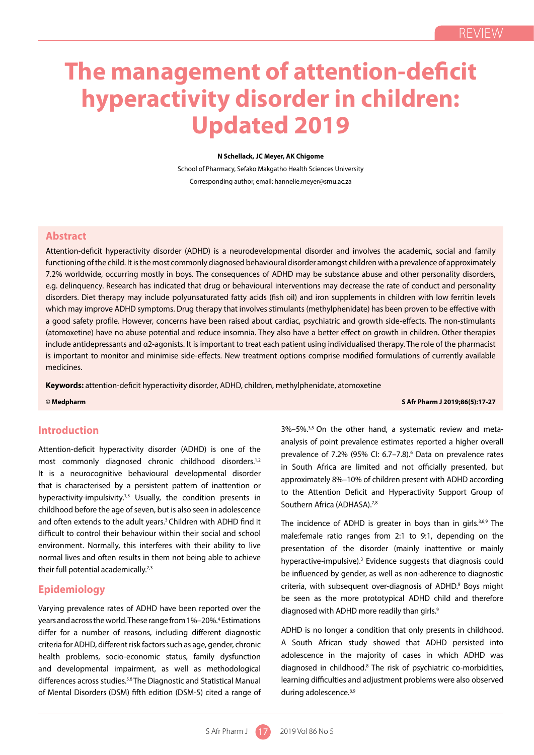REVIEW

# The management of attention-deficit hyperactivity disorder in children: Updated 2019

**N Schellack, JC Meyer, AK Chigome**

School of Pharmacy, Sefako Makgatho Health Sciences University

Corresponding author, email: hannelie.meyer@smu.ac.za

## Abstract

Attention-deficit hyperactivity disorder (ADHD) is a neurodevelopmental disorder and involves the academic, social and family functioning of the child. It is the most commonly diagnosed behavioural disorder amongst children with a prevalence of approximately 7.2% worldwide, occurring mostly in boys. The consequences of ADHD may be substance abuse and other personality disorders, e.g. delinquency. Research has indicated that drug or behavioural interventions may decrease the rate of conduct and personality disorders. Diet therapy may include polyunsaturated fatty acids (fish oil) and iron supplements in children with low ferritin levels which may improve ADHD symptoms. Drug therapy that involves stimulants (methylphenidate) has been proven to be effective with a good safety profile. However, concerns have been raised about cardiac, psychiatric and growth side-effects. The non-stimulants (atomoxetine) have no abuse potential and reduce insomnia. They also have a better effect on growth in children. Other therapies include antidepressants and α2-agonists. It is important to treat each patient using individualised therapy. The role of the pharmacist is important to monitor and minimise side-effects. New treatment options comprise modified formulations of currently available medicines.

**Keywords:** attention-deficit hyperactivity disorder, ADHD, children, methylphenidate, atomoxetine

**© Medpharm**

## Introduction

Attention-deficit hyperactivity disorder (ADHD) is one of the most commonly diagnosed chronic childhood disorders.[1,2] It is a neurocognitive behavioural developmental disorder that is characterised by a persistent pattern of inattention or hyperactivity-impulsivity.[1,3] Usually, the condition presents in childhood before the age of seven, but is also seen in adolescence and often extends to the adult years.[3] Children with ADHD find it difficult to control their behaviour within their social and school environment. Normally, this interferes with their ability to live normal lives and often results in them not being able to achieve their full potential academically.[2,3]

## Epidemiology

Varying prevalence rates of ADHD have been reported over the years and across the world. These range from 1%–20%.[4] Estimations differ for a number of reasons, including different diagnostic criteria for ADHD, different risk factors such as age, gender, chronic health problems, socio-economic status, family dysfunction and developmental impairment, as well as methodological differences across studies.[5,6] The Diagnostic and Statistical Manual of Mental Disorders (DSM) fifth edition (DSM-5) cited a range of 3%–5%.[3,5] On the other hand, a systematic review and meta-analysis of point prevalence estimates reported a higher overall prevalence of 7.2% (95% CI: 6.7–7.8).[6] Data on prevalence rates in South Africa are limited and not officially presented, but approximately 8%–10% of children present with ADHD according to the Attention Deficit and Hyperactivity Support Group of Southern Africa (ADHASA).[7,8]

The incidence of ADHD is greater in boys than in girls.[3,6,9] The male:female ratio ranges from 2:1 to 9:1, depending on the presentation of the disorder (mainly inattentive or mainly hyperactive-impulsive).[3] Evidence suggests that diagnosis could be influenced by gender, as well as non-adherence to diagnostic criteria, with subsequent over-diagnosis of ADHD.[9] Boys might be seen as the more prototypical ADHD child and therefore diagnosed with ADHD more readily than girls.[9]

ADHD is no longer a condition that only presents in childhood. A South African study showed that ADHD persisted into adolescence in the majority of cases in which ADHD was diagnosed in childhood.[8] The risk of psychiatric co-morbidities, learning difficulties and adjustment problems were also observed during adolescence.[8,9]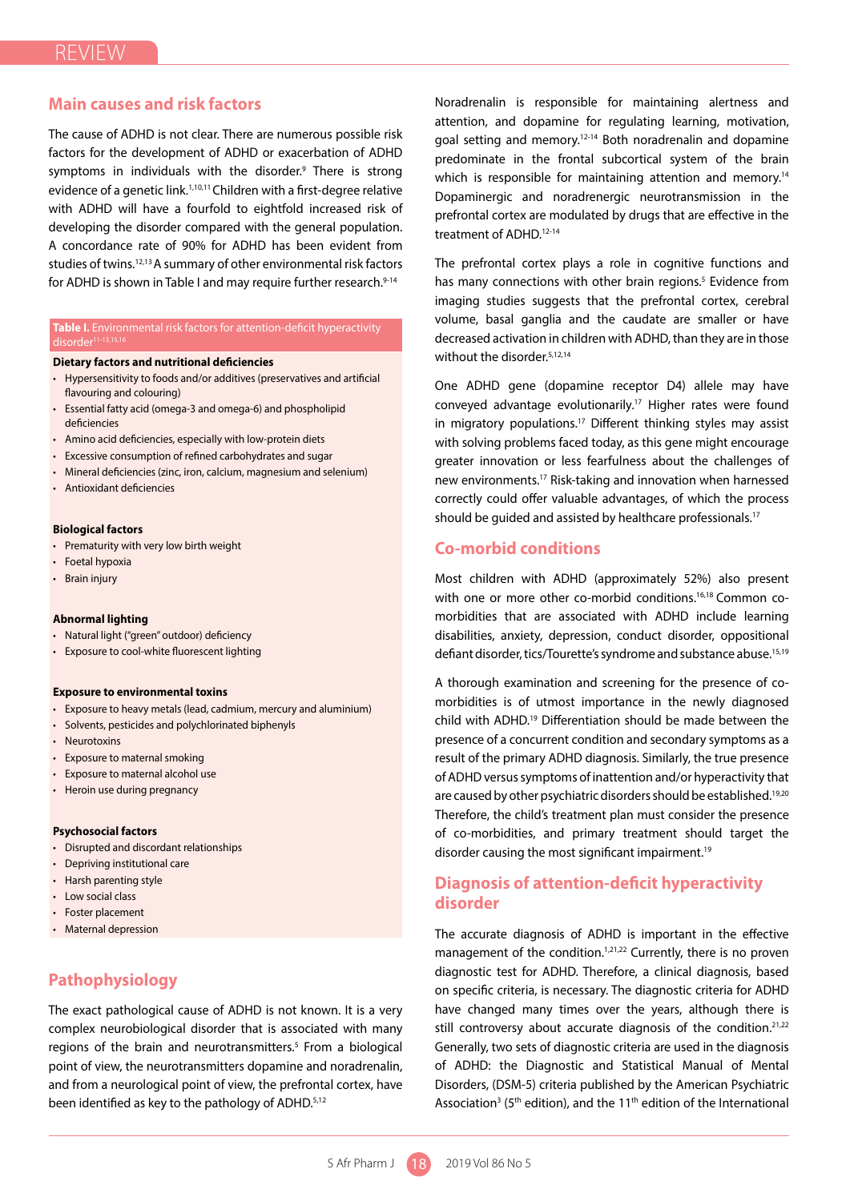## Main causes and risk factors

The cause of ADHD is not clear. There are numerous possible risk factors for the development of ADHD or exacerbation of ADHD symptoms in individuals with the disorder.[9] There is strong evidence of a genetic link.[1,10,11] Children with a first-degree relative with ADHD will have a fourfold to eightfold increased risk of developing the disorder compared with the general population. A concordance rate of 90% for ADHD has been evident from studies of twins.[12,13] A summary of other environmental risk factors for ADHD is shown in Table I and may require further research.[9-14]

**Table I.** Environmental risk factors for attention-deficit hyperactivity disorder[11-13,15,16]

**Dietary factors and nutritional deficiencies**
- Hypersensitivity to foods and/or additives (preservatives and artificial flavouring and colouring)
- Essential fatty acid (omega-3 and omega-6) and phospholipid deficiencies
- Amino acid deficiencies, especially with low-protein diets
- Excessive consumption of refined carbohydrates and sugar
- Mineral deficiencies (zinc, iron, calcium, magnesium and selenium)
- Antioxidant deficiencies

**Biological factors**
- Prematurity with very low birth weight
- Foetal hypoxia
- Brain injury

**Abnormal lighting**
- Natural light ("green" outdoor) deficiency
- Exposure to cool-white fluorescent lighting

**Exposure to environmental toxins**
- Exposure to heavy metals (lead, cadmium, mercury and aluminium)
- Solvents, pesticides and polychlorinated biphenyls
- Neurotoxins
- Exposure to maternal smoking
- Exposure to maternal alcohol use
- Heroin use during pregnancy

**Psychosocial factors**
- Disrupted and discordant relationships
- Depriving institutional care
- Harsh parenting style
- Low social class
- Foster placement
- Maternal depression

## Pathophysiology

The exact pathological cause of ADHD is not known. It is a very complex neurobiological disorder that is associated with many regions of the brain and neurotransmitters.[5] From a biological point of view, the neurotransmitters dopamine and noradrenalin, and from a neurological point of view, the prefrontal cortex, have been identified as key to the pathology of ADHD.[5,12]

Noradrenalin is responsible for maintaining alertness and attention, and dopamine for regulating learning, motivation, goal setting and memory.[12-14] Both noradrenalin and dopamine predominate in the frontal subcortical system of the brain which is responsible for maintaining attention and memory.[14] Dopaminergic and noradrenergic neurotransmission in the prefrontal cortex are modulated by drugs that are effective in the treatment of ADHD.[12-14]

The prefrontal cortex plays a role in cognitive functions and has many connections with other brain regions.[5] Evidence from imaging studies suggests that the prefrontal cortex, cerebral volume, basal ganglia and the caudate are smaller or have decreased activation in children with ADHD, than they are in those without the disorder.[5,12,14]

One ADHD gene (dopamine receptor D4) allele may have conveyed advantage evolutionarily.[17] Higher rates were found in migratory populations.[17] Different thinking styles may assist with solving problems faced today, as this gene might encourage greater innovation or less fearfulness about the challenges of new environments.[17] Risk-taking and innovation when harnessed correctly could offer valuable advantages, of which the process should be guided and assisted by healthcare professionals.[17]

## Co-morbid conditions

Most children with ADHD (approximately 52%) also present with one or more other co-morbid conditions.[16,18] Common co-morbidities that are associated with ADHD include learning disabilities, anxiety, depression, conduct disorder, oppositional defiant disorder, tics/Tourette's syndrome and substance abuse.[15,19]

A thorough examination and screening for the presence of co-morbidities is of utmost importance in the newly diagnosed child with ADHD.[19] Differentiation should be made between the presence of a concurrent condition and secondary symptoms as a result of the primary ADHD diagnosis. Similarly, the true presence of ADHD versus symptoms of inattention and/or hyperactivity that are caused by other psychiatric disorders should be established.[19,20] Therefore, the child's treatment plan must consider the presence of co-morbidities, and primary treatment should target the disorder causing the most significant impairment.[19]

## Diagnosis of attention-deficit hyperactivity disorder

The accurate diagnosis of ADHD is important in the effective management of the condition.[1,21,22] Currently, there is no proven diagnostic test for ADHD. Therefore, a clinical diagnosis, based on specific criteria, is necessary. The diagnostic criteria for ADHD have changed many times over the years, although there is still controversy about accurate diagnosis of the condition.[21,22] Generally, two sets of diagnostic criteria are used in the diagnosis of ADHD: the Diagnostic and Statistical Manual of Mental Disorders, (DSM-5) criteria published by the American Psychiatric Association[3] (5th edition), and the 11th edition of the International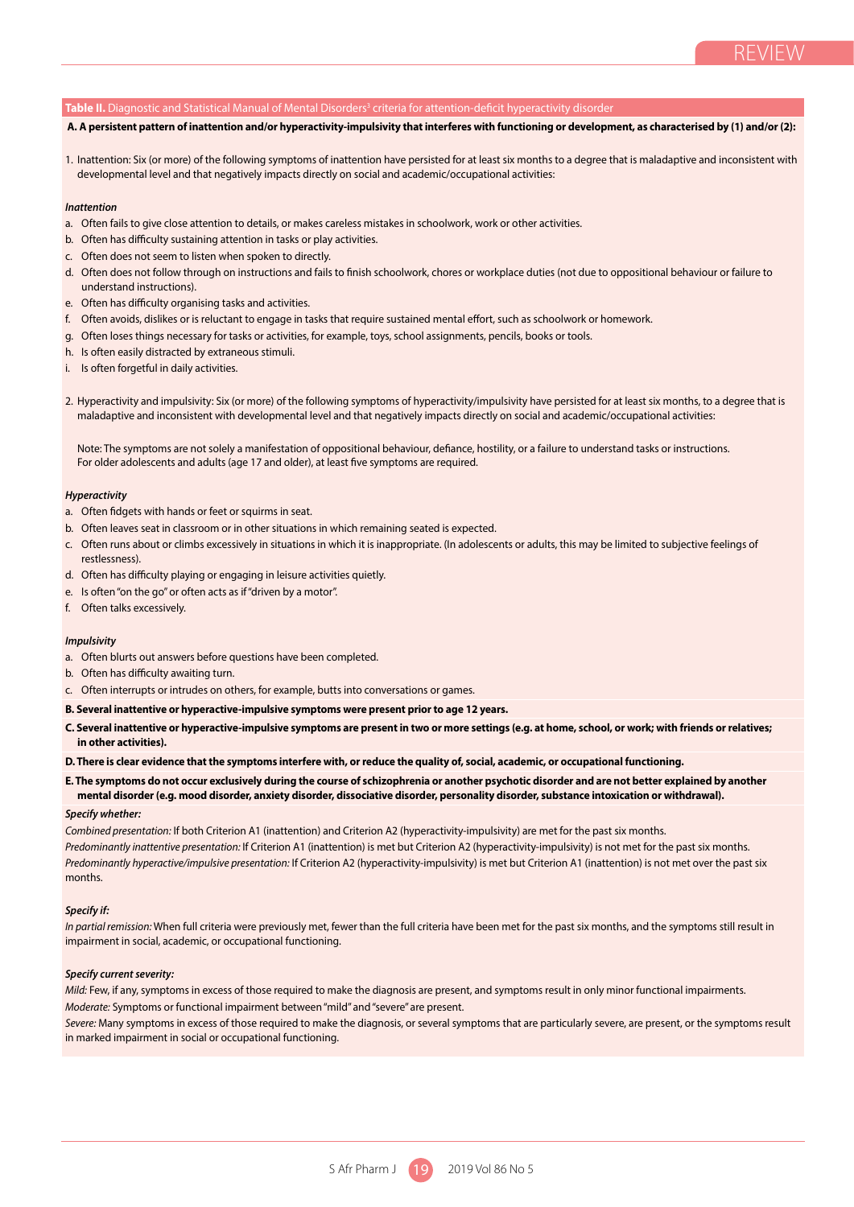**Table II.** Diagnostic and Statistical Manual of Mental Disorders[3] criteria for attention-deficit hyperactivity disorder

**A. A persistent pattern of inattention and/or hyperactivity-impulsivity that interferes with functioning or development, as characterised by (1) and/or (2):**

1. Inattention: Six (or more) of the following symptoms of inattention have persisted for at least six months to a degree that is maladaptive and inconsistent with developmental level and that negatively impacts directly on social and academic/occupational activities:

*Inattention*

a. Often fails to give close attention to details, or makes careless mistakes in schoolwork, work or other activities.
b. Often has difficulty sustaining attention in tasks or play activities.
c. Often does not seem to listen when spoken to directly.
d. Often does not follow through on instructions and fails to finish schoolwork, chores or workplace duties (not due to oppositional behaviour or failure to understand instructions).
e. Often has difficulty organising tasks and activities.
f. Often avoids, dislikes or is reluctant to engage in tasks that require sustained mental effort, such as schoolwork or homework.
g. Often loses things necessary for tasks or activities, for example, toys, school assignments, pencils, books or tools.
h. Is often easily distracted by extraneous stimuli.
i. Is often forgetful in daily activities.

2. Hyperactivity and impulsivity: Six (or more) of the following symptoms of hyperactivity/impulsivity have persisted for at least six months, to a degree that is maladaptive and inconsistent with developmental level and that negatively impacts directly on social and academic/occupational activities:

Note: The symptoms are not solely a manifestation of oppositional behaviour, defiance, hostility, or a failure to understand tasks or instructions. For older adolescents and adults (age 17 and older), at least five symptoms are required.

*Hyperactivity*

a. Often fidgets with hands or feet or squirms in seat.
b. Often leaves seat in classroom or in other situations in which remaining seated is expected.
c. Often runs about or climbs excessively in situations in which it is inappropriate. (In adolescents or adults, this may be limited to subjective feelings of restlessness).
d. Often has difficulty playing or engaging in leisure activities quietly.
e. Is often "on the go" or often acts as if "driven by a motor".
f. Often talks excessively.

*Impulsivity*

a. Often blurts out answers before questions have been completed.
b. Often has difficulty awaiting turn.
c. Often interrupts or intrudes on others, for example, butts into conversations or games.

**B. Several inattentive or hyperactive-impulsive symptoms were present prior to age 12 years.**

**C. Several inattentive or hyperactive-impulsive symptoms are present in two or more settings (e.g. at home, school, or work; with friends or relatives; in other activities).**

**D. There is clear evidence that the symptoms interfere with, or reduce the quality of, social, academic, or occupational functioning.**

**E. The symptoms do not occur exclusively during the course of schizophrenia or another psychotic disorder and are not better explained by another mental disorder (e.g. mood disorder, anxiety disorder, dissociative disorder, personality disorder, substance intoxication or withdrawal).**

*Specify whether:*

*Combined presentation:* If both Criterion A1 (inattention) and Criterion A2 (hyperactivity-impulsivity) are met for the past six months.
*Predominantly inattentive presentation:* If Criterion A1 (inattention) is met but Criterion A2 (hyperactivity-impulsivity) is not met for the past six months.
*Predominantly hyperactive/impulsive presentation:* If Criterion A2 (hyperactivity-impulsivity) is met but Criterion A1 (inattention) is not met over the past six months.

*Specify if:*

*In partial remission:* When full criteria were previously met, fewer than the full criteria have been met for the past six months, and the symptoms still result in impairment in social, academic, or occupational functioning.

*Specify current severity:*

*Mild:* Few, if any, symptoms in excess of those required to make the diagnosis are present, and symptoms result in only minor functional impairments.
*Moderate:* Symptoms or functional impairment between "mild" and "severe" are present.
*Severe:* Many symptoms in excess of those required to make the diagnosis, or several symptoms that are particularly severe, are present, or the symptoms result in marked impairment in social or occupational functioning.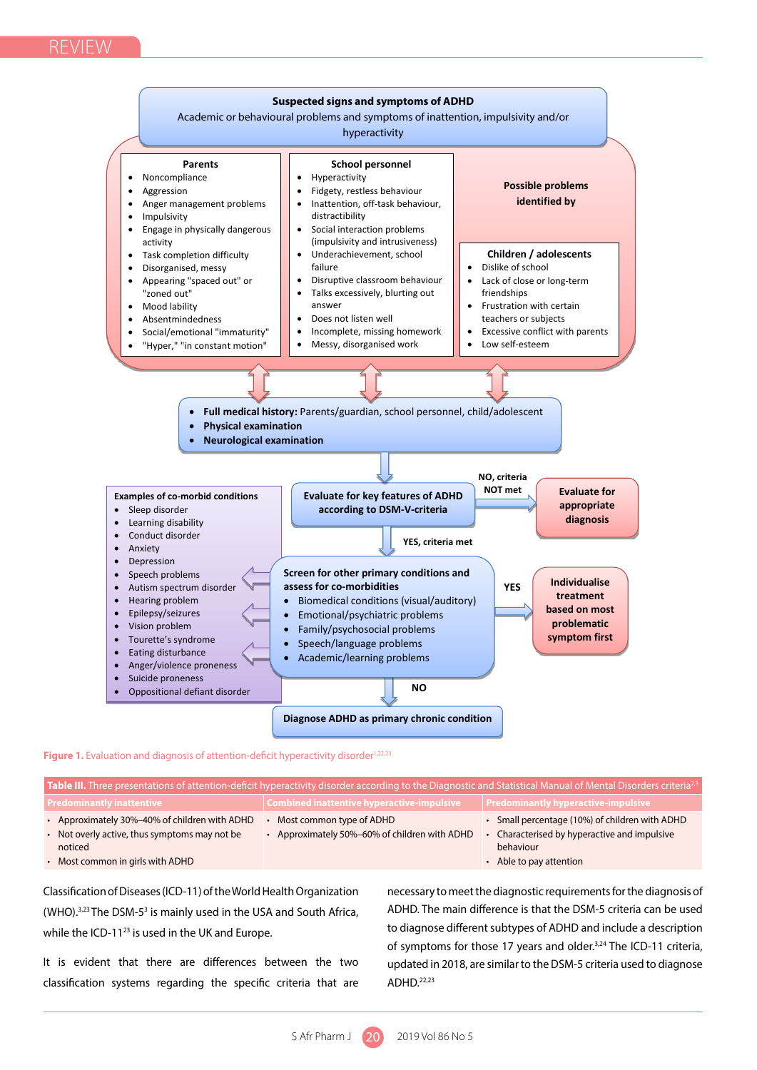**Suspected signs and symptoms of ADHD**
Academic or behavioural problems and symptoms of inattention, impulsivity and/or hyperactivity

**Possible problems identified by**

**Parents**
- Noncompliance
- Aggression
- Anger management problems
- Impulsivity
- Engage in physically dangerous activity
- Task completion difficulty
- Disorganised, messy
- Appearing "spaced out" or "zoned out"
- Mood lability
- Absentmindedness
- Social/emotional "immaturity"
- "Hyper," "in constant motion"

**School personnel**
- Hyperactivity
- Fidgety, restless behaviour
- Inattention, off-task behaviour, distractibility
- Social interaction problems (impulsivity and intrusiveness)
- Underachievement, school failure
- Disruptive classroom behaviour
- Talks excessively, blurting out answer
- Does not listen well
- Incomplete, missing homework
- Messy, disorganised work

**Children / adolescents**
- Dislike of school
- Lack of close or long-term friendships
- Frustration with certain teachers or subjects
- Excessive conflict with parents
- Low self-esteem

- **Full medical history:** Parents/guardian, school personnel, child/adolescent
- **Physical examination**
- **Neurological examination**

**Evaluate for key features of ADHD according to DSM-V-criteria**

NO, criteria NOT met → **Evaluate for appropriate diagnosis**

YES, criteria met →

**Screen for other primary conditions and assess for co-morbidities**
- Biomedical conditions (visual/auditory)
- Emotional/psychiatric problems
- Family/psychosocial problems
- Speech/language problems
- Academic/learning problems

YES → **Individualise treatment based on most problematic symptom first**

NO → **Diagnose ADHD as primary chronic condition**

**Examples of co-morbid conditions**
- Sleep disorder
- Learning disability
- Conduct disorder
- Anxiety
- Depression
- Speech problems
- Autism spectrum disorder
- Hearing problem
- Epilepsy/seizures
- Vision problem
- Tourette's syndrome
- Eating disturbance
- Anger/violence proneness
- Suicide proneness
- Oppositional defiant disorder

**Figure 1.** Evaluation and diagnosis of attention-deficit hyperactivity disorder[1,22,23]

**Table III.** Three presentations of attention-deficit hyperactivity disorder according to the Diagnostic and Statistical Manual of Mental Disorders criteria[2,3]

| Predominantly inattentive | Combined inattentive hyperactive-impulsive | Predominantly hyperactive-impulsive |
|---|---|---|
| • Approximately 30%–40% of children with ADHD<br>• Not overly active, thus symptoms may not be noticed<br>• Most common in girls with ADHD | • Most common type of ADHD<br>• Approximately 50%–60% of children with ADHD | • Small percentage (10%) of children with ADHD<br>• Characterised by hyperactive and impulsive behaviour<br>• Able to pay attention |

Classification of Diseases (ICD-11) of the World Health Organization (WHO).[3,23] The DSM-5[3] is mainly used in the USA and South Africa, while the ICD-11[23] is used in the UK and Europe.

It is evident that there are differences between the two classification systems regarding the specific criteria that are necessary to meet the diagnostic requirements for the diagnosis of ADHD. The main difference is that the DSM-5 criteria can be used to diagnose different subtypes of ADHD and include a description of symptoms for those 17 years and older.[3,24] The ICD-11 criteria, updated in 2018, are similar to the DSM-5 criteria used to diagnose ADHD.[22,23]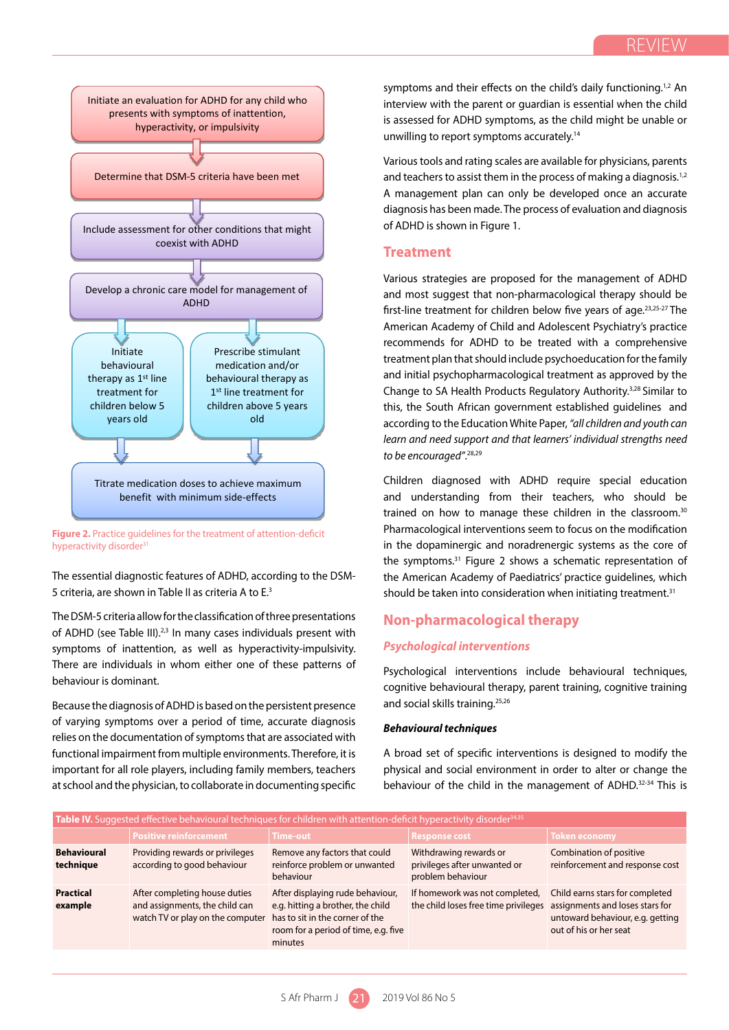Initiate an evaluation for ADHD for any child who presents with symptoms of inattention, hyperactivity, or impulsivity

Determine that DSM-5 criteria have been met

Include assessment for other conditions that might coexist with ADHD

Develop a chronic care model for management of ADHD

Initiate behavioural therapy as 1st line treatment for children below 5 years old

Prescribe stimulant medication and/or behavioural therapy as 1st line treatment for children above 5 years old

Titrate medication doses to achieve maximum benefit with minimum side-effects

**Figure 2.** Practice guidelines for the treatment of attention-deficit hyperactivity disorder[31]

The essential diagnostic features of ADHD, according to the DSM-5 criteria, are shown in Table II as criteria A to E.[3]

The DSM-5 criteria allow for the classification of three presentations of ADHD (see Table III).[2,3] In many cases individuals present with symptoms of inattention, as well as hyperactivity-impulsivity. There are individuals in whom either one of these patterns of behaviour is dominant.

Because the diagnosis of ADHD is based on the persistent presence of varying symptoms over a period of time, accurate diagnosis relies on the documentation of symptoms that are associated with functional impairment from multiple environments. Therefore, it is important for all role players, including family members, teachers at school and the physician, to collaborate in documenting specific symptoms and their effects on the child's daily functioning.[1,2] An interview with the parent or guardian is essential when the child is assessed for ADHD symptoms, as the child might be unable or unwilling to report symptoms accurately.[14]

Various tools and rating scales are available for physicians, parents and teachers to assist them in the process of making a diagnosis.[1,2] A management plan can only be developed once an accurate diagnosis has been made. The process of evaluation and diagnosis of ADHD is shown in Figure 1.

## Treatment

Various strategies are proposed for the management of ADHD and most suggest that non-pharmacological therapy should be first-line treatment for children below five years of age.[23,25-27] The American Academy of Child and Adolescent Psychiatry's practice recommends for ADHD to be treated with a comprehensive treatment plan that should include psychoeducation for the family and initial psychopharmacological treatment as approved by the Change to SA Health Products Regulatory Authority.[3,28] Similar to this, the South African government established guidelines and according to the Education White Paper, *"all children and youth can learn and need support and that learners' individual strengths need to be encouraged"*.[28,29]

Children diagnosed with ADHD require special education and understanding from their teachers, who should be trained on how to manage these children in the classroom.[30] Pharmacological interventions seem to focus on the modification in the dopaminergic and noradrenergic systems as the core of the symptoms.[31] Figure 2 shows a schematic representation of the American Academy of Paediatrics' practice guidelines, which should be taken into consideration when initiating treatment.[31]

## Non-pharmacological therapy

### *Psychological interventions*

Psychological interventions include behavioural techniques, cognitive behavioural therapy, parent training, cognitive training and social skills training.[25,26]

#### *Behavioural techniques*

A broad set of specific interventions is designed to modify the physical and social environment in order to alter or change the behaviour of the child in the management of ADHD.[32-34] This is

**Table IV.** Suggested effective behavioural techniques for children with attention-deficit hyperactivity disorder[34,35]

| | Positive reinforcement | Time-out | Response cost | Token economy |
|---|---|---|---|---|
| **Behavioural technique** | Providing rewards or privileges according to good behaviour | Remove any factors that could reinforce problem or unwanted behaviour | Withdrawing rewards or privileges after unwanted or problem behaviour | Combination of positive reinforcement and response cost |
| **Practical example** | After completing house duties and assignments, the child can watch TV or play on the computer | After displaying rude behaviour, e.g. hitting a brother, the child has to sit in the corner of the room for a period of time, e.g. five minutes | If homework was not completed, the child loses free time privileges | Child earns stars for completed assignments and loses stars for untoward behaviour, e.g. getting out of his or her seat |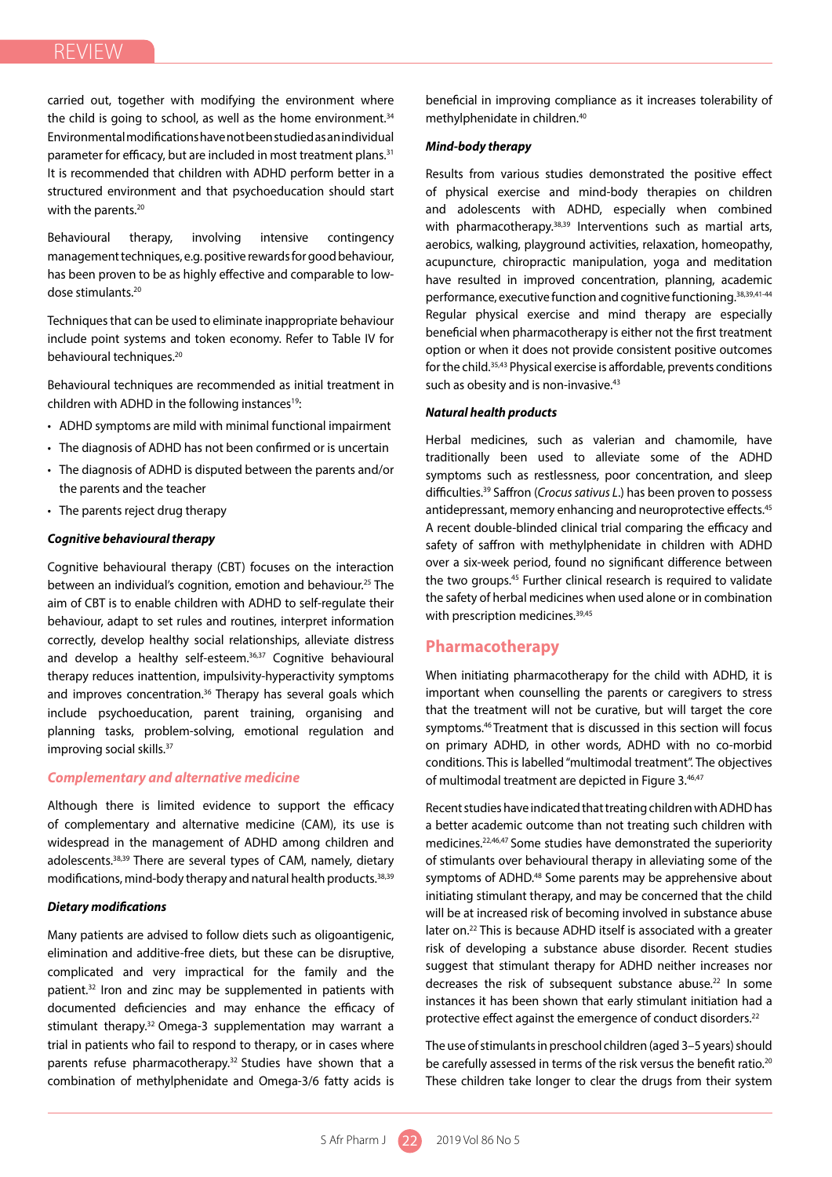carried out, together with modifying the environment where the child is going to school, as well as the home environment.[34] Environmental modifications have not been studied as an individual parameter for efficacy, but are included in most treatment plans.[31] It is recommended that children with ADHD perform better in a structured environment and that psychoeducation should start with the parents.[20]

Behavioural therapy, involving intensive contingency management techniques, e.g. positive rewards for good behaviour, has been proven to be as highly effective and comparable to low-dose stimulants.[20]

Techniques that can be used to eliminate inappropriate behaviour include point systems and token economy. Refer to Table IV for behavioural techniques.[20]

Behavioural techniques are recommended as initial treatment in children with ADHD in the following instances[19]:

- ADHD symptoms are mild with minimal functional impairment
- The diagnosis of ADHD has not been confirmed or is uncertain
- The diagnosis of ADHD is disputed between the parents and/or the parents and the teacher
- The parents reject drug therapy

#### *Cognitive behavioural therapy*

Cognitive behavioural therapy (CBT) focuses on the interaction between an individual's cognition, emotion and behaviour.[25] The aim of CBT is to enable children with ADHD to self-regulate their behaviour, adapt to set rules and routines, interpret information correctly, develop healthy social relationships, alleviate distress and develop a healthy self-esteem.[36,37] Cognitive behavioural therapy reduces inattention, impulsivity-hyperactivity symptoms and improves concentration.[36] Therapy has several goals which include psychoeducation, parent training, organising and planning tasks, problem-solving, emotional regulation and improving social skills.[37]

### *Complementary and alternative medicine*

Although there is limited evidence to support the efficacy of complementary and alternative medicine (CAM), its use is widespread in the management of ADHD among children and adolescents.[38,39] There are several types of CAM, namely, dietary modifications, mind-body therapy and natural health products.[38,39]

#### *Dietary modifications*

Many patients are advised to follow diets such as oligoantigenic, elimination and additive-free diets, but these can be disruptive, complicated and very impractical for the family and the patient.[32] Iron and zinc may be supplemented in patients with documented deficiencies and may enhance the efficacy of stimulant therapy.[32] Omega-3 supplementation may warrant a trial in patients who fail to respond to therapy, or in cases where parents refuse pharmacotherapy.[32] Studies have shown that a combination of methylphenidate and Omega-3/6 fatty acids is beneficial in improving compliance as it increases tolerability of methylphenidate in children.[40]

#### *Mind-body therapy*

Results from various studies demonstrated the positive effect of physical exercise and mind-body therapies on children and adolescents with ADHD, especially when combined with pharmacotherapy.[38,39] Interventions such as martial arts, aerobics, walking, playground activities, relaxation, homeopathy, acupuncture, chiropractic manipulation, yoga and meditation have resulted in improved concentration, planning, academic performance, executive function and cognitive functioning.[38,39,41-44] Regular physical exercise and mind therapy are especially beneficial when pharmacotherapy is either not the first treatment option or when it does not provide consistent positive outcomes for the child.[35,43] Physical exercise is affordable, prevents conditions such as obesity and is non-invasive.[43]

#### *Natural health products*

Herbal medicines, such as valerian and chamomile, have traditionally been used to alleviate some of the ADHD symptoms such as restlessness, poor concentration, and sleep difficulties.[39] Saffron (*Crocus sativus L.*) has been proven to possess antidepressant, memory enhancing and neuroprotective effects.[45] A recent double-blinded clinical trial comparing the efficacy and safety of saffron with methylphenidate in children with ADHD over a six-week period, found no significant difference between the two groups.[45] Further clinical research is required to validate the safety of herbal medicines when used alone or in combination with prescription medicines.[39,45]

## Pharmacotherapy

When initiating pharmacotherapy for the child with ADHD, it is important when counselling the parents or caregivers to stress that the treatment will not be curative, but will target the core symptoms.[46] Treatment that is discussed in this section will focus on primary ADHD, in other words, ADHD with no co-morbid conditions. This is labelled "multimodal treatment". The objectives of multimodal treatment are depicted in Figure 3.[46,47]

Recent studies have indicated that treating children with ADHD has a better academic outcome than not treating such children with medicines.[22,46,47] Some studies have demonstrated the superiority of stimulants over behavioural therapy in alleviating some of the symptoms of ADHD.[48] Some parents may be apprehensive about initiating stimulant therapy, and may be concerned that the child will be at increased risk of becoming involved in substance abuse later on.[22] This is because ADHD itself is associated with a greater risk of developing a substance abuse disorder. Recent studies suggest that stimulant therapy for ADHD neither increases nor decreases the risk of subsequent substance abuse.[22] In some instances it has been shown that early stimulant initiation had a protective effect against the emergence of conduct disorders.[22]

The use of stimulants in preschool children (aged 3–5 years) should be carefully assessed in terms of the risk versus the benefit ratio.[20] These children take longer to clear the drugs from their system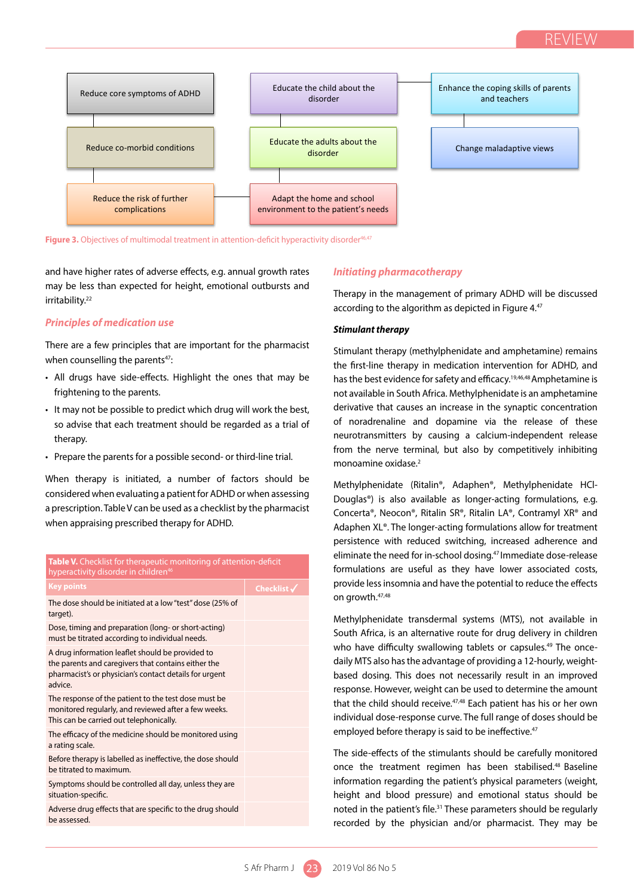Reduce core symptoms of ADHD

Reduce co-morbid conditions

Reduce the risk of further complications

Educate the child about the disorder

Educate the adults about the disorder

Adapt the home and school environment to the patient's needs

Enhance the coping skills of parents and teachers

Change maladaptive views

**Figure 3.** Objectives of multimodal treatment in attention-deficit hyperactivity disorder[46,47]

and have higher rates of adverse effects, e.g. annual growth rates may be less than expected for height, emotional outbursts and irritability.[22]

## *Principles of medication use*

There are a few principles that are important for the pharmacist when counselling the parents[47]:

- All drugs have side-effects. Highlight the ones that may be frightening to the parents.
- It may not be possible to predict which drug will work the best, so advise that each treatment should be regarded as a trial of therapy.
- Prepare the parents for a possible second- or third-line trial.

When therapy is initiated, a number of factors should be considered when evaluating a patient for ADHD or when assessing a prescription. Table V can be used as a checklist by the pharmacist when appraising prescribed therapy for ADHD.

**Table V.** Checklist for therapeutic monitoring of attention-deficit hyperactivity disorder in children[46]

| Key points | Checklist ✓ |
|---|---|
| The dose should be initiated at a low "test" dose (25% of target). | |
| Dose, timing and preparation (long- or short-acting) must be titrated according to individual needs. | |
| A drug information leaflet should be provided to the parents and caregivers that contains either the pharmacist's or physician's contact details for urgent advice. | |
| The response of the patient to the test dose must be monitored regularly, and reviewed after a few weeks. This can be carried out telephonically. | |
| The efficacy of the medicine should be monitored using a rating scale. | |
| Before therapy is labelled as ineffective, the dose should be titrated to maximum. | |
| Symptoms should be controlled all day, unless they are situation-specific. | |
| Adverse drug effects that are specific to the drug should be assessed. | |

## *Initiating pharmacotherapy*

Therapy in the management of primary ADHD will be discussed according to the algorithm as depicted in Figure 4.[47]

### *Stimulant therapy*

Stimulant therapy (methylphenidate and amphetamine) remains the first-line therapy in medication intervention for ADHD, and has the best evidence for safety and efficacy.[19,46,48] Amphetamine is not available in South Africa. Methylphenidate is an amphetamine derivative that causes an increase in the synaptic concentration of noradrenaline and dopamine via the release of these neurotransmitters by causing a calcium-independent release from the nerve terminal, but also by competitively inhibiting monoamine oxidase.[2]

Methylphenidate (Ritalin®, Adaphen®, Methylphenidate HCl-Douglas®) is also available as longer-acting formulations, e.g. Concerta®, Neocon®, Ritalin SR®, Ritalin LA®, Contramyl XR® and Adaphen XL®. The longer-acting formulations allow for treatment persistence with reduced switching, increased adherence and eliminate the need for in-school dosing.[47] Immediate dose-release formulations are useful as they have lower associated costs, provide less insomnia and have the potential to reduce the effects on growth.[47,48]

Methylphenidate transdermal systems (MTS), not available in South Africa, is an alternative route for drug delivery in children who have difficulty swallowing tablets or capsules.[49] The once-daily MTS also has the advantage of providing a 12-hourly, weight-based dosing. This does not necessarily result in an improved response. However, weight can be used to determine the amount that the child should receive.[47,48] Each patient has his or her own individual dose-response curve. The full range of doses should be employed before therapy is said to be ineffective.[47]

The side-effects of the stimulants should be carefully monitored once the treatment regimen has been stabilised.[48] Baseline information regarding the patient's physical parameters (weight, height and blood pressure) and emotional status should be noted in the patient's file.[31] These parameters should be regularly recorded by the physician and/or pharmacist. They may be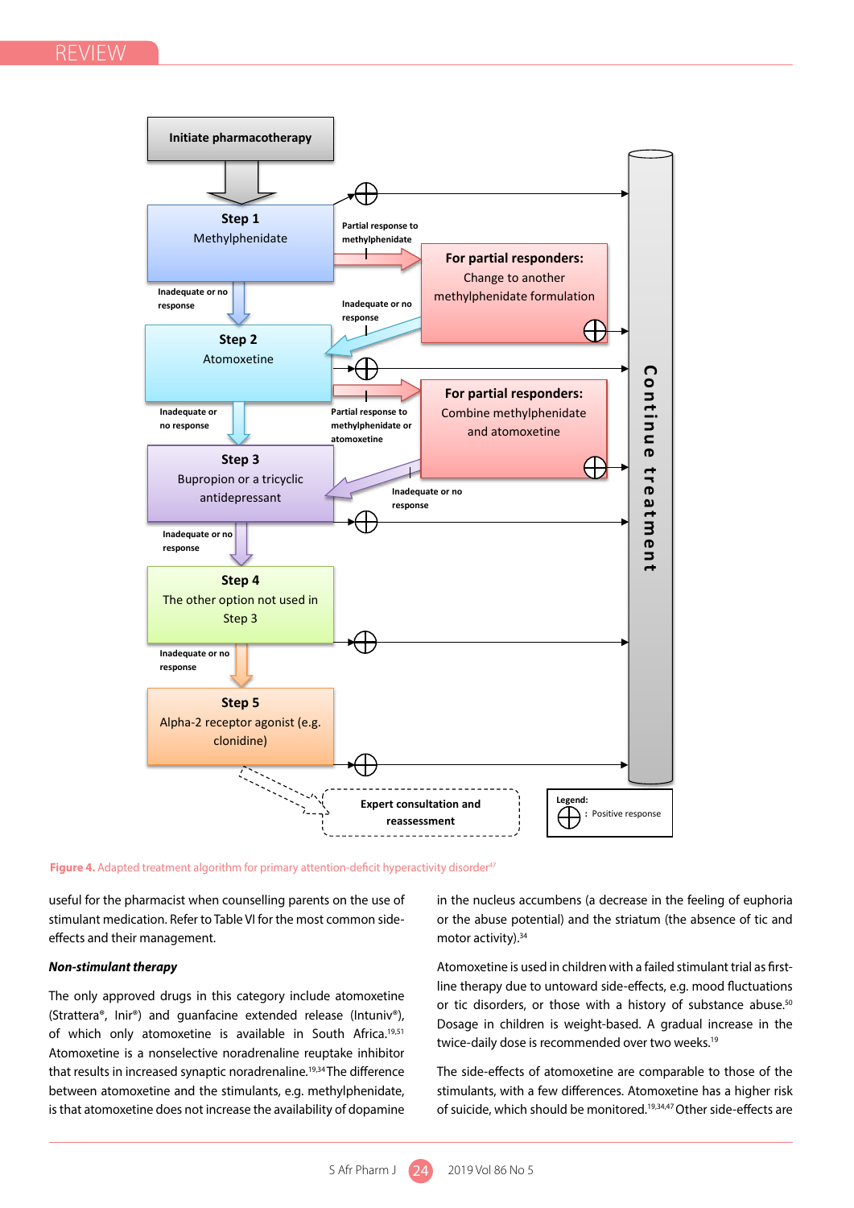**Initiate pharmacotherapy**

**Step 1**
Methylphenidate

- Positive response → Continue treatment
- Partial response to methylphenidate → **For partial responders:** Change to another methylphenidate formulation
  - Positive response → Continue treatment
  - Inadequate or no response → Step 2
- Inadequate or no response → Step 2

**Step 2**
Atomoxetine

- Positive response → Continue treatment
- Partial response to methylphenidate or atomoxetine → **For partial responders:** Combine methylphenidate and atomoxetine
  - Positive response → Continue treatment
  - Inadequate or no response → Step 3
- Inadequate or no response → Step 3

**Step 3**
Bupropion or a tricyclic antidepressant

- Positive response → Continue treatment
- Inadequate or no response → Step 4

**Step 4**
The other option not used in Step 3

- Positive response → Continue treatment
- Inadequate or no response → Step 5

**Step 5**
Alpha-2 receptor agonist (e.g. clonidine)

- Positive response → Continue treatment
- → Expert consultation and reassessment

Legend: ⊕ : Positive response

**Figure 4.** Adapted treatment algorithm for primary attention-deficit hyperactivity disorder[47]

useful for the pharmacist when counselling parents on the use of stimulant medication. Refer to Table VI for the most common side-effects and their management.

***Non-stimulant therapy***

The only approved drugs in this category include atomoxetine (Strattera®, Inir®) and guanfacine extended release (Intuniv®), of which only atomoxetine is available in South Africa.[19,51] Atomoxetine is a nonselective noradrenaline reuptake inhibitor that results in increased synaptic noradrenaline.[19,34] The difference between atomoxetine and the stimulants, e.g. methylphenidate, is that atomoxetine does not increase the availability of dopamine in the nucleus accumbens (a decrease in the feeling of euphoria or the abuse potential) and the striatum (the absence of tic and motor activity).[34]

Atomoxetine is used in children with a failed stimulant trial as first-line therapy due to untoward side-effects, e.g. mood fluctuations or tic disorders, or those with a history of substance abuse.[50] Dosage in children is weight-based. A gradual increase in the twice-daily dose is recommended over two weeks.[19]

The side-effects of atomoxetine are comparable to those of the stimulants, with a few differences. Atomoxetine has a higher risk of suicide, which should be monitored.[19,34,47] Other side-effects are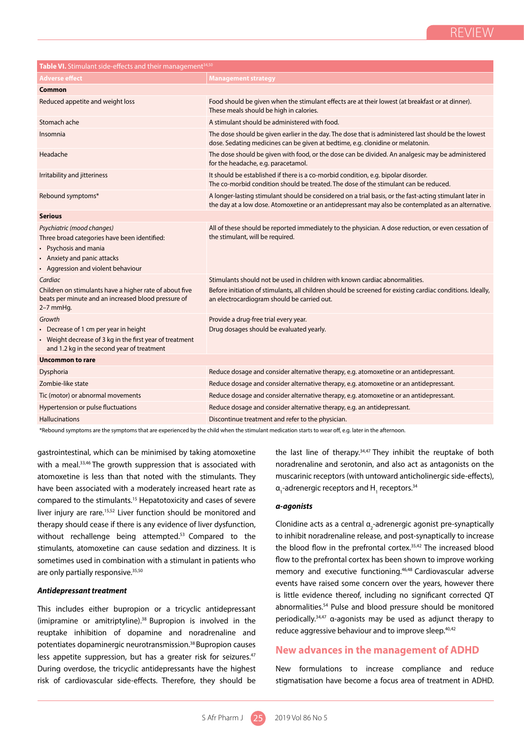**Table VI.** Stimulant side-effects and their management[34,50]

| Adverse effect | Management strategy |
|---|---|
| **Common** | |
| Reduced appetite and weight loss | Food should be given when the stimulant effects are at their lowest (at breakfast or at dinner). These meals should be high in calories. |
| Stomach ache | A stimulant should be administered with food. |
| Insomnia | The dose should be given earlier in the day. The dose that is administered last should be the lowest dose. Sedating medicines can be given at bedtime, e.g. clonidine or melatonin. |
| Headache | The dose should be given with food, or the dose can be divided. An analgesic may be administered for the headache, e.g. paracetamol. |
| Irritability and jitteriness | It should be established if there is a co-morbid condition, e.g. bipolar disorder. The co-morbid condition should be treated. The dose of the stimulant can be reduced. |
| Rebound symptoms* | A longer-lasting stimulant should be considered on a trial basis, or the fast-acting stimulant later in the day at a low dose. Atomoxetine or an antidepressant may also be contemplated as an alternative. |
| **Serious** | |
| *Psychiatric (mood changes)* Three broad categories have been identified: • Psychosis and mania • Anxiety and panic attacks • Aggression and violent behaviour | All of these should be reported immediately to the physician. A dose reduction, or even cessation of the stimulant, will be required. |
| *Cardiac* Children on stimulants have a higher rate of about five beats per minute and an increased blood pressure of 2–7 mmHg. | Stimulants should not be used in children with known cardiac abnormalities. Before initiation of stimulants, all children should be screened for existing cardiac conditions. Ideally, an electrocardiogram should be carried out. |
| *Growth* • Decrease of 1 cm per year in height • Weight decrease of 3 kg in the first year of treatment and 1.2 kg in the second year of treatment | Provide a drug-free trial every year. Drug dosages should be evaluated yearly. |
| **Uncommon to rare** | |
| Dysphoria | Reduce dosage and consider alternative therapy, e.g. atomoxetine or an antidepressant. |
| Zombie-like state | Reduce dosage and consider alternative therapy, e.g. atomoxetine or an antidepressant. |
| Tic (motor) or abnormal movements | Reduce dosage and consider alternative therapy, e.g. atomoxetine or an antidepressant. |
| Hypertension or pulse fluctuations | Reduce dosage and consider alternative therapy, e.g. an antidepressant. |
| Hallucinations | Discontinue treatment and refer to the physician. |

*Rebound symptoms are the symptoms that are experienced by the child when the stimulant medication starts to wear off, e.g. later in the afternoon.

gastrointestinal, which can be minimised by taking atomoxetine with a meal.[33,46] The growth suppression that is associated with atomoxetine is less than that noted with the stimulants. They have been associated with a moderately increased heart rate as compared to the stimulants.[15] Hepatotoxicity and cases of severe liver injury are rare.[15,52] Liver function should be monitored and therapy should cease if there is any evidence of liver dysfunction, without rechallenge being attempted.[53] Compared to the stimulants, atomoxetine can cause sedation and dizziness. It is sometimes used in combination with a stimulant in patients who are only partially responsive.[35,50]

#### *Antidepressant treatment*

This includes either bupropion or a tricyclic antidepressant (imipramine or amitriptyline).[38] Bupropion is involved in the reuptake inhibition of dopamine and noradrenaline and potentiates dopaminergic neurotransmission.[38] Bupropion causes less appetite suppression, but has a greater risk for seizures.[47] During overdose, the tricyclic antidepressants have the highest risk of cardiovascular side-effects. Therefore, they should be the last line of therapy.[34,47] They inhibit the reuptake of both noradrenaline and serotonin, and also act as antagonists on the muscarinic receptors (with untoward anticholinergic side-effects), $\alpha_1$-adrenergic receptors and $H_1$ receptors.[34]

#### *α-agonists*

Clonidine acts as a central $\alpha_2$-adrenergic agonist pre-synaptically to inhibit noradrenaline release, and post-synaptically to increase the blood flow in the prefrontal cortex.[35,42] The increased blood flow to the prefrontal cortex has been shown to improve working memory and executive functioning.[46,48] Cardiovascular adverse events have raised some concern over the years, however there is little evidence thereof, including no significant corrected QT abnormalities.[54] Pulse and blood pressure should be monitored periodically.[34,47] α-agonists may be used as adjunct therapy to reduce aggressive behaviour and to improve sleep.[40,42]

## New advances in the management of ADHD

New formulations to increase compliance and reduce stigmatisation have become a focus area of treatment in ADHD.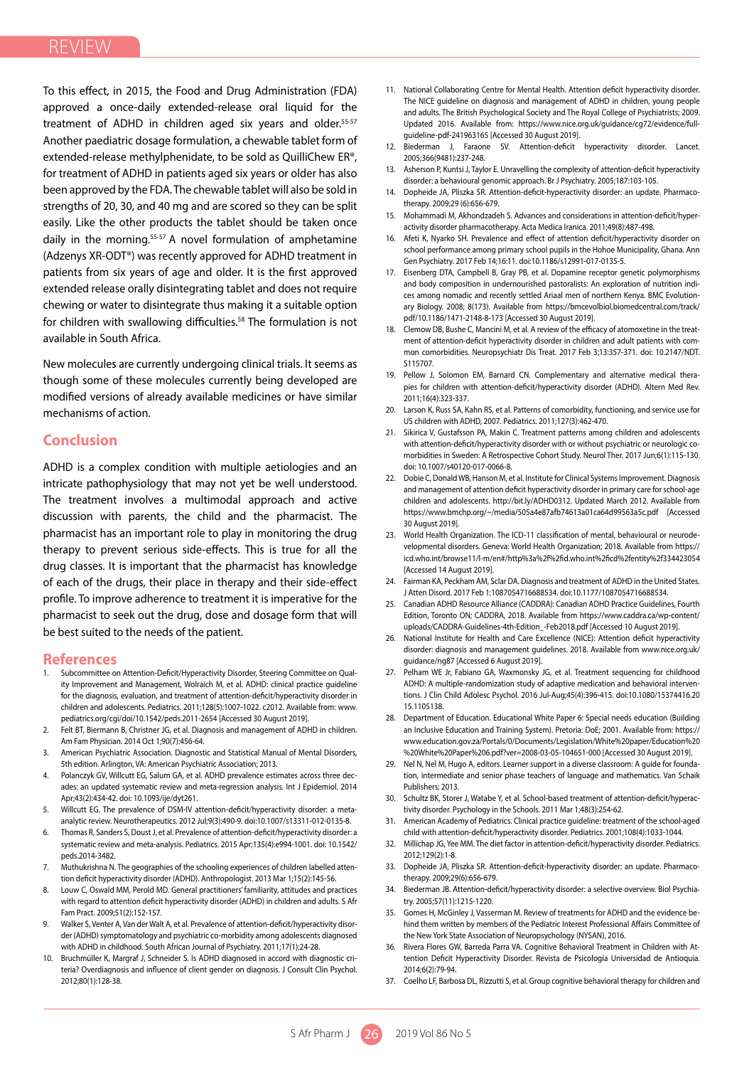To this effect, in 2015, the Food and Drug Administration (FDA) approved a once-daily extended-release oral liquid for the treatment of ADHD in children aged six years and older.[55-57] Another paediatric dosage formulation, a chewable tablet form of extended-release methylphenidate, to be sold as QuilliChew ER®, for treatment of ADHD in patients aged six years or older has also been approved by the FDA. The chewable tablet will also be sold in strengths of 20, 30, and 40 mg and are scored so they can be split easily. Like the other products the tablet should be taken once daily in the morning.[55-57] A novel formulation of amphetamine (Adzenys XR-ODT®) was recently approved for ADHD treatment in patients from six years of age and older. It is the first approved extended release orally disintegrating tablet and does not require chewing or water to disintegrate thus making it a suitable option for children with swallowing difficulties.[58] The formulation is not available in South Africa.

New molecules are currently undergoing clinical trials. It seems as though some of these molecules currently being developed are modified versions of already available medicines or have similar mechanisms of action.

## Conclusion

ADHD is a complex condition with multiple aetiologies and an intricate pathophysiology that may not yet be well understood. The treatment involves a multimodal approach and active discussion with parents, the child and the pharmacist. The pharmacist has an important role to play in monitoring the drug therapy to prevent serious side-effects. This is true for all the drug classes. It is important that the pharmacist has knowledge of each of the drugs, their place in therapy and their side-effect profile. To improve adherence to treatment it is imperative for the pharmacist to seek out the drug, dose and dosage form that will be best suited to the needs of the patient.

## References

1. Subcommittee on Attention-Deficit/Hyperactivity Disorder, Steering Committee on Quality Improvement and Management, Wolraich M, et al. ADHD: clinical practice guideline for the diagnosis, evaluation, and treatment of attention-deficit/hyperactivity disorder in children and adolescents. Pediatrics. 2011;128(5):1007-1022. c2012. Available from: www.pediatrics.org/cgi/doi/10.1542/peds.2011-2654 [Accessed 30 August 2019].
2. Felt BT, Biermann B, Christner JG, et al. Diagnosis and management of ADHD in children. Am Fam Physician. 2014 Oct 1;90(7):456-64.
3. American Psychiatric Association. Diagnostic and Statistical Manual of Mental Disorders, 5th edition. Arlington, VA: American Psychiatric Association; 2013.
4. Polanczyk GV, Willcutt EG, Salum GA, et al. ADHD prevalence estimates across three decades: an updated systematic review and meta-regression analysis. Int J Epidemiol. 2014 Apr;43(2):434-42. doi: 10.1093/ije/dyt261.
5. Willcutt EG. The prevalence of DSM-IV attention-deficit/hyperactivity disorder: a meta-analytic review. Neurotherapeutics. 2012 Jul;9(3):490-9. doi:10.1007/s13311-012-0135-8.
6. Thomas R, Sanders S, Doust J, et al. Prevalence of attention-deficit/hyperactivity disorder: a systematic review and meta-analysis. Pediatrics. 2015 Apr;135(4):e994-1001. doi: 10.1542/peds.2014-3482.
7. Muthukrishna N. The geographies of the schooling experiences of children labelled attention deficit hyperactivity disorder (ADHD). Anthropologist. 2013 Mar 1;15(2):145-56.
8. Louw C, Oswald MM, Perold MD. General practitioners' familiarity, attitudes and practices with regard to attention deficit hyperactivity disorder (ADHD) in children and adults. S Afr Fam Pract. 2009;51(2):152-157.
9. Walker S, Venter A, Van der Walt A, et al. Prevalence of attention-deficit/hyperactivity disorder (ADHD) symptomatology and psychiatric co-morbidity among adolescents diagnosed with ADHD in childhood. South African Journal of Psychiatry. 2011;17(1):24-28.
10. Bruchmüller K, Margraf J, Schneider S. Is ADHD diagnosed in accord with diagnostic criteria? Overdiagnosis and influence of client gender on diagnosis. J Consult Clin Psychol. 2012;80(1):128-38.
11. National Collaborating Centre for Mental Health. Attention deficit hyperactivity disorder. The NICE guideline on diagnosis and management of ADHD in children, young people and adults. The British Psychological Society and The Royal College of Psychiatrists; 2009. Updated 2016. Available from: https://www.nice.org.uk/guidance/cg72/evidence/full-guideline-pdf-241963165 [Accessed 30 August 2019].
12. Biederman J, Faraone SV. Attention-deficit hyperactivity disorder. Lancet. 2005;366(9481):237-248.
13. Asherson P, Kuntsi J, Taylor E. Unravelling the complexity of attention-deficit hyperactivity disorder: a behavioural genomic approach. Br J Psychiatry. 2005;187:103-105.
14. Dopheide JA, Pliszka SR. Attention-deficit-hyperactivity disorder: an update. Pharmacotherapy. 2009;29 (6):656-679.
15. Mohammadi M, Akhondzadeh S. Advances and considerations in attention-deficit/hyperactivity disorder pharmacotherapy. Acta Medica Iranica. 2011;49(8):487-498.
16. Afeti K, Nyarko SH. Prevalence and effect of attention deficit/hyperactivity disorder on school performance among primary school pupils in the Hohoe Municipality, Ghana. Ann Gen Psychiatry. 2017 Feb 14;16:11. doi:10.1186/s12991-017-0135-5.
17. Eisenberg DTA, Campbell B, Gray PB, et al. Dopamine receptor genetic polymorphisms and body composition in undernourished pastoralists: An exploration of nutrition indices among nomadic and recently settled Ariaal men of northern Kenya. BMC Evolutionary Biology. 2008; 8(173). Available from https://bmcevolbiol.biomedcentral.com/track/pdf/10.1186/1471-2148-8-173 [Accessed 30 August 2019].
18. Clemow DB, Bushe C, Mancini M, et al. A review of the efficacy of atomoxetine in the treatment of attention-deficit hyperactivity disorder in children and adult patients with common comorbidities. Neuropsychiatr Dis Treat. 2017 Feb 3;13:357-371. doi: 10.2147/NDT.S115707.
19. Pellow J, Solomon EM, Barnard CN. Complementary and alternative medical therapies for children with attention-deficit/hyperactivity disorder (ADHD). Altern Med Rev. 2011;16(4):323-337.
20. Larson K, Russ SA, Kahn RS, et al. Patterns of comorbidity, functioning, and service use for US children with ADHD, 2007. Pediatrics. 2011;127(3):462-470.
21. Sikirica V, Gustafsson PA, Makin C. Treatment patterns among children and adolescents with attention-deficit/hyperactivity disorder with or without psychiatric or neurologic comorbidities in Sweden: A Retrospective Cohort Study. Neurol Ther. 2017 Jun;6(1):115-130. doi: 10.1007/s40120-017-0066-8.
22. Dobie C, Donald WB, Hanson M, et al. Institute for Clinical Systems Improvement. Diagnosis and management of attention deficit hyperactivity disorder in primary care for school-age children and adolescents. http://bit.ly/ADHD0312. Updated March 2012. Available from https://www.bmchp.org/~/media/505a4e87afb74613a01ca64d99563a5c.pdf [Accessed 30 August 2019].
23. World Health Organization. The ICD-11 classification of mental, behavioural or neurodevelopmental disorders. Geneva: World Health Organization; 2018. Available from https://icd.who.int/browse11/l-m/en#/http%3a%2f%2fid.who.int%2ficd%2fentity%2f334423054 [Accessed 14 August 2019].
24. Fairman KA, Peckham AM, Sclar DA. Diagnosis and treatment of ADHD in the United States. J Atten Disord. 2017 Feb 1:1087054716688534. doi:10.1177/1087054716688534.
25. Canadian ADHD Resource Alliance (CADDRA): Canadian ADHD Practice Guidelines, Fourth Edition, Toronto ON; CADDRA, 2018. Available from https://www.caddra.ca/wp-content/uploads/CADDRA-Guidelines-4th-Edition_-Feb2018.pdf [Accessed 10 August 2019].
26. National Institute for Health and Care Excellence (NICE): Attention deficit hyperactivity disorder: diagnosis and management guidelines. 2018. Available from www.nice.org.uk/guidance/ng87 [Accessed 6 August 2019].
27. Pelham WE Jr, Fabiano GA, Waxmonsky JG, et al. Treatment sequencing for childhood ADHD: A multiple-randomization study of adaptive medication and behavioral interventions. J Clin Child Adolesc Psychol. 2016 Jul-Aug;45(4):396-415. doi:10.1080/15374416.2015.1105138.
28. Department of Education. Educational White Paper 6: Special needs education (Building an Inclusive Education and Training System). Pretoria: DoE; 2001. Available from: https://www.education.gov.za/Portals/0/Documents/Legislation/White%20paper/Education%20%20White%20Paper%206.pdf?ver=2008-03-05-104651-000 [Accessed 30 August 2019].
29. Nel N, Nel M, Hugo A, editors. Learner support in a diverse classroom: A guide for foundation, intermediate and senior phase teachers of language and mathematics. Van Schaik Publishers; 2013.
30. Schultz BK, Storer J, Watabe Y, et al. School-based treatment of attention-deficit/hyperactivity disorder. Psychology in the Schools. 2011 Mar 1;48(3):254-62.
31. American Academy of Pediatrics. Clinical practice guideline: treatment of the school-aged child with attention-deficit/hyperactivity disorder. Pediatrics. 2001;108(4):1033-1044.
32. Millichap JG, Yee MM. The diet factor in attention-deficit/hyperactivity disorder. Pediatrics. 2012;129(2):1-8.
33. Dopheide JA, Pliszka SR. Attention-deficit-hyperactivity disorder: an update. Pharmacotherapy. 2009;29(6):656-679.
34. Biederman JB. Attention-deficit/hyperactivity disorder: a selective overview. Biol Psychiatry. 2005;57(11):1215-1220.
35. Gomes H, McGinley J, Vasserman M. Review of treatments for ADHD and the evidence behind them written by members of the Pediatric Interest Professional Affairs Committee of the New York State Association of Neuropsychology (NYSAN), 2016.
36. Rivera Flores GW, Barreda Parra VA. Cognitive Behavioral Treatment in Children with Attention Deficit Hyperactivity Disorder. Revista de Psicología Universidad de Antioquia. 2014;6(2):79-94.
37. Coelho LF, Barbosa DL, Rizzutti S, et al. Group cognitive behavioral therapy for children and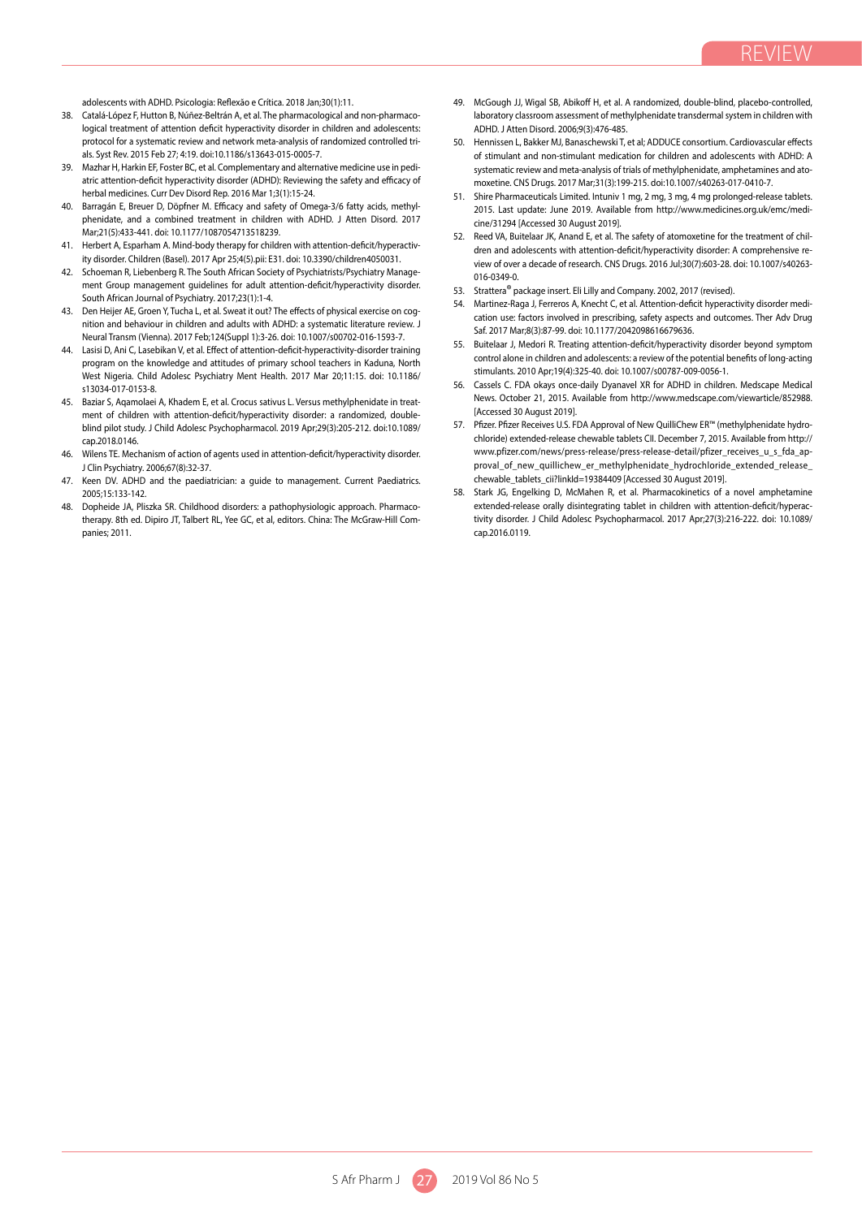adolescents with ADHD. Psicologia: Reflexão e Crítica. 2018 Jan;30(1):11.

38. Catalá-López F, Hutton B, Núñez-Beltrán A, et al. The pharmacological and non-pharmacological treatment of attention deficit hyperactivity disorder in children and adolescents: protocol for a systematic review and network meta-analysis of randomized controlled trials. Syst Rev. 2015 Feb 27; 4:19. doi:10.1186/s13643-015-0005-7.
39. Mazhar H, Harkin EF, Foster BC, et al. Complementary and alternative medicine use in pediatric attention-deficit hyperactivity disorder (ADHD): Reviewing the safety and efficacy of herbal medicines. Curr Dev Disord Rep. 2016 Mar 1;3(1):15-24.
40. Barragán E, Breuer D, Döpfner M. Efficacy and safety of Omega-3/6 fatty acids, methylphenidate, and a combined treatment in children with ADHD. J Atten Disord. 2017 Mar;21(5):433-441. doi: 10.1177/1087054713518239.
41. Herbert A, Esparham A. Mind-body therapy for children with attention-deficit/hyperactivity disorder. Children (Basel). 2017 Apr 25;4(5).pii: E31. doi: 10.3390/children4050031.
42. Schoeman R, Liebenberg R. The South African Society of Psychiatrists/Psychiatry Management Group management guidelines for adult attention-deficit/hyperactivity disorder. South African Journal of Psychiatry. 2017;23(1):1-4.
43. Den Heijer AE, Groen Y, Tucha L, et al. Sweat it out? The effects of physical exercise on cognition and behaviour in children and adults with ADHD: a systematic literature review. J Neural Transm (Vienna). 2017 Feb;124(Suppl 1):3-26. doi: 10.1007/s00702-016-1593-7.
44. Lasisi D, Ani C, Lasebikan V, et al. Effect of attention-deficit-hyperactivity-disorder training program on the knowledge and attitudes of primary school teachers in Kaduna, North West Nigeria. Child Adolesc Psychiatry Ment Health. 2017 Mar 20;11:15. doi: 10.1186/s13034-017-0153-8.
45. Baziar S, Aqamolaei A, Khadem E, et al. Crocus sativus L. Versus methylphenidate in treatment of children with attention-deficit/hyperactivity disorder: a randomized, double-blind pilot study. J Child Adolesc Psychopharmacol. 2019 Apr;29(3):205-212. doi:10.1089/cap.2018.0146.
46. Wilens TE. Mechanism of action of agents used in attention-deficit/hyperactivity disorder. J Clin Psychiatry. 2006;67(8):32-37.
47. Keen DV. ADHD and the paediatrician: a guide to management. Current Paediatrics. 2005;15:133-142.
48. Dopheide JA, Pliszka SR. Childhood disorders: a pathophysiologic approach. Pharmacotherapy. 8th ed. Dipiro JT, Talbert RL, Yee GC, et al, editors. China: The McGraw-Hill Companies; 2011.
49. McGough JJ, Wigal SB, Abikoff H, et al. A randomized, double-blind, placebo-controlled, laboratory classroom assessment of methylphenidate transdermal system in children with ADHD. J Atten Disord. 2006;9(3):476-485.
50. Hennissen L, Bakker MJ, Banaschewski T, et al; ADDUCE consortium. Cardiovascular effects of stimulant and non-stimulant medication for children and adolescents with ADHD: A systematic review and meta-analysis of trials of methylphenidate, amphetamines and atomoxetine. CNS Drugs. 2017 Mar;31(3):199-215. doi:10.1007/s40263-017-0410-7.
51. Shire Pharmaceuticals Limited. Intuniv 1 mg, 2 mg, 3 mg, 4 mg prolonged-release tablets. 2015. Last update: June 2019. Available from http://www.medicines.org.uk/emc/medicine/31294 [Accessed 30 August 2019].
52. Reed VA, Buitelaar JK, Anand E, et al. The safety of atomoxetine for the treatment of children and adolescents with attention-deficit/hyperactivity disorder: A comprehensive review of over a decade of research. CNS Drugs. 2016 Jul;30(7):603-28. doi: 10.1007/s40263-016-0349-0.
53. Strattera® package insert. Eli Lilly and Company. 2002, 2017 (revised).
54. Martinez-Raga J, Ferreros A, Knecht C, et al. Attention-deficit hyperactivity disorder medication use: factors involved in prescribing, safety aspects and outcomes. Ther Adv Drug Saf. 2017 Mar;8(3):87-99. doi: 10.1177/2042098616679636.
55. Buitelaar J, Medori R. Treating attention-deficit/hyperactivity disorder beyond symptom control alone in children and adolescents: a review of the potential benefits of long-acting stimulants. 2010 Apr;19(4):325-40. doi: 10.1007/s00787-009-0056-1.
56. Cassels C. FDA okays once-daily Dyanavel XR for ADHD in children. Medscape Medical News. October 21, 2015. Available from http://www.medscape.com/viewarticle/852988. [Accessed 30 August 2019].
57. Pfizer. Pfizer Receives U.S. FDA Approval of New QuilliChew ER™ (methylphenidate hydrochloride) extended-release chewable tablets CII. December 7, 2015. Available from http://www.pfizer.com/news/press-release/press-release-detail/pfizer_receives_u_s_fda_approval_of_new_quillichew_er_methylphenidate_hydrochloride_extended_release_chewable_tablets_cii?linkId=19384409 [Accessed 30 August 2019].
58. Stark JG, Engelking D, McMahen R, et al. Pharmacokinetics of a novel amphetamine extended-release orally disintegrating tablet in children with attention-deficit/hyperactivity disorder. J Child Adolesc Psychopharmacol. 2017 Apr;27(3):216-222. doi: 10.1089/cap.2016.0119.